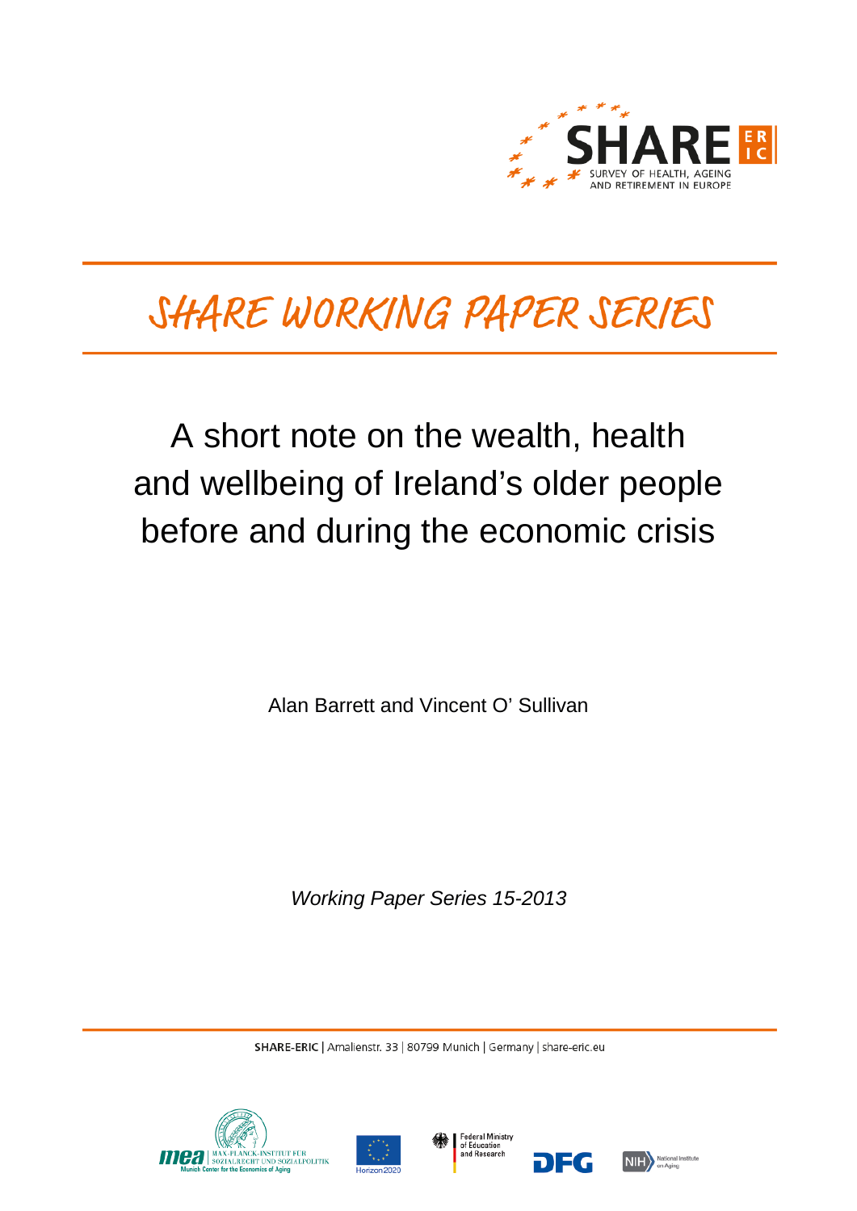SHARE ERIC

SURVEY OF HEALTH, AGEING AND RETIREMENT IN EUROPE

# SHARE WORKING PAPER SERIES

## A short note on the wealth, health and wellbeing of Ireland's older people before and during the economic crisis

Alan Barrett and Vincent O' Sullivan

*Working Paper Series 15-2013*

**SHARE-ERIC** | Amalienstr. 33 | 80799 Munich | Germany | share-eric.eu

mea | MAX-PLANCK-INSTITUT FÜR SOZIALRECHT UND SOZIALPOLITIK | Munich Center for the Economics of Aging

Horizon2020

Federal Ministry of Education and Research

DFG

NIH National Institute on Aging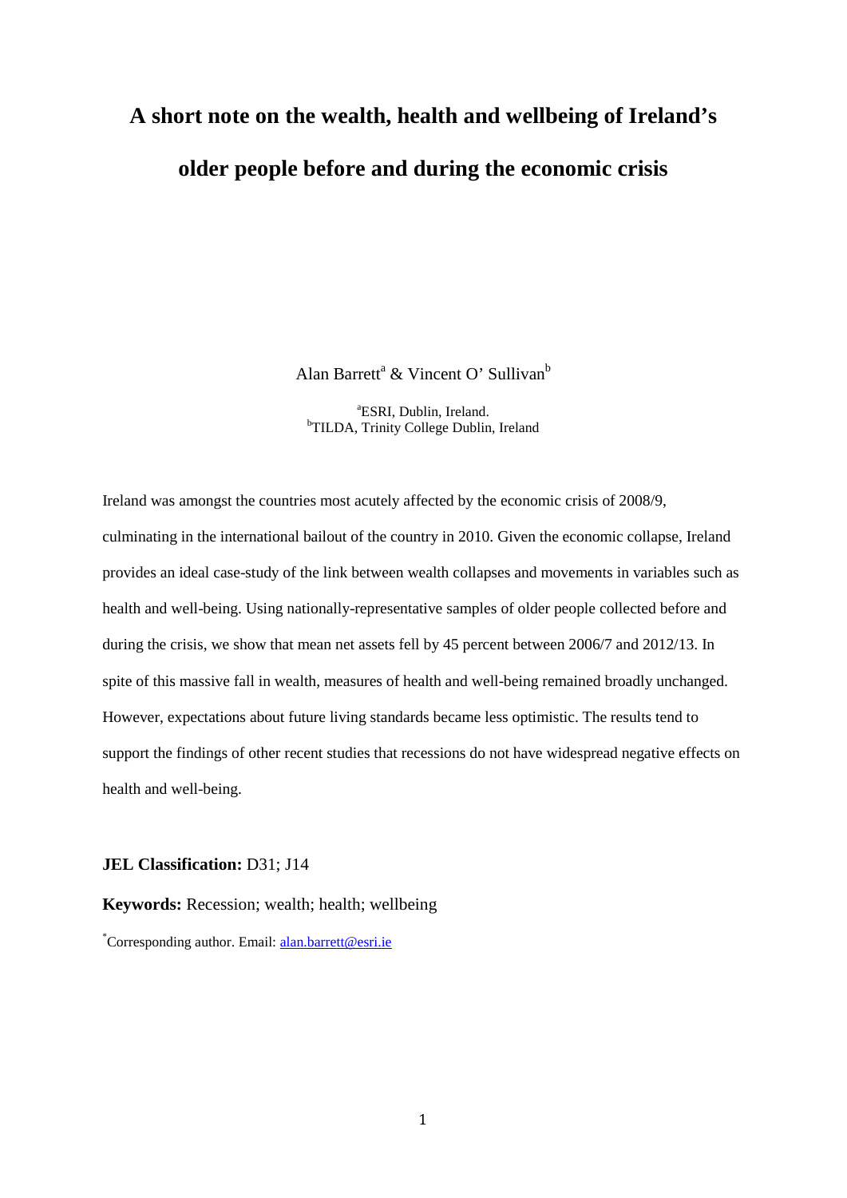# A short note on the wealth, health and wellbeing of Ireland's older people before and during the economic crisis

Alan Barrett[a] & Vincent O' Sullivan[b]

[a]ESRI, Dublin, Ireland.
[b]TILDA, Trinity College Dublin, Ireland

Ireland was amongst the countries most acutely affected by the economic crisis of 2008/9, culminating in the international bailout of the country in 2010. Given the economic collapse, Ireland provides an ideal case-study of the link between wealth collapses and movements in variables such as health and well-being. Using nationally-representative samples of older people collected before and during the crisis, we show that mean net assets fell by 45 percent between 2006/7 and 2012/13. In spite of this massive fall in wealth, measures of health and well-being remained broadly unchanged. However, expectations about future living standards became less optimistic. The results tend to support the findings of other recent studies that recessions do not have widespread negative effects on health and well-being.

**JEL Classification:** D31; J14

**Keywords:** Recession; wealth; health; wellbeing

[*]Corresponding author. Email: alan.barrett@esri.ie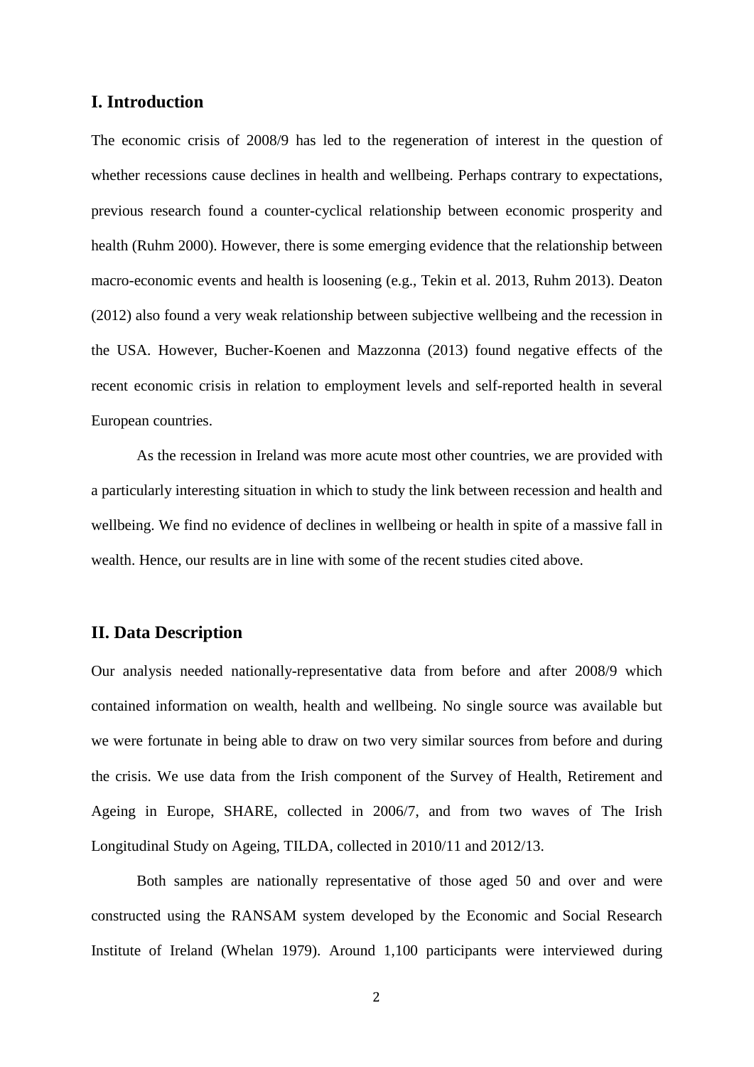## I. Introduction

The economic crisis of 2008/9 has led to the regeneration of interest in the question of whether recessions cause declines in health and wellbeing. Perhaps contrary to expectations, previous research found a counter-cyclical relationship between economic prosperity and health (Ruhm 2000). However, there is some emerging evidence that the relationship between macro-economic events and health is loosening (e.g., Tekin et al. 2013, Ruhm 2013). Deaton (2012) also found a very weak relationship between subjective wellbeing and the recession in the USA. However, Bucher-Koenen and Mazzonna (2013) found negative effects of the recent economic crisis in relation to employment levels and self-reported health in several European countries.

As the recession in Ireland was more acute most other countries, we are provided with a particularly interesting situation in which to study the link between recession and health and wellbeing. We find no evidence of declines in wellbeing or health in spite of a massive fall in wealth. Hence, our results are in line with some of the recent studies cited above.

## II. Data Description

Our analysis needed nationally-representative data from before and after 2008/9 which contained information on wealth, health and wellbeing. No single source was available but we were fortunate in being able to draw on two very similar sources from before and during the crisis. We use data from the Irish component of the Survey of Health, Retirement and Ageing in Europe, SHARE, collected in 2006/7, and from two waves of The Irish Longitudinal Study on Ageing, TILDA, collected in 2010/11 and 2012/13.

Both samples are nationally representative of those aged 50 and over and were constructed using the RANSAM system developed by the Economic and Social Research Institute of Ireland (Whelan 1979). Around 1,100 participants were interviewed during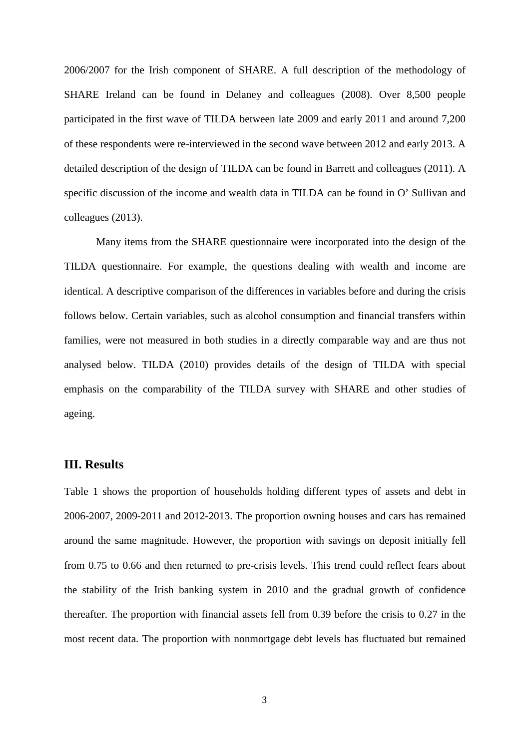2006/2007 for the Irish component of SHARE. A full description of the methodology of SHARE Ireland can be found in Delaney and colleagues (2008). Over 8,500 people participated in the first wave of TILDA between late 2009 and early 2011 and around 7,200 of these respondents were re-interviewed in the second wave between 2012 and early 2013. A detailed description of the design of TILDA can be found in Barrett and colleagues (2011). A specific discussion of the income and wealth data in TILDA can be found in O' Sullivan and colleagues (2013).

Many items from the SHARE questionnaire were incorporated into the design of the TILDA questionnaire. For example, the questions dealing with wealth and income are identical. A descriptive comparison of the differences in variables before and during the crisis follows below. Certain variables, such as alcohol consumption and financial transfers within families, were not measured in both studies in a directly comparable way and are thus not analysed below. TILDA (2010) provides details of the design of TILDA with special emphasis on the comparability of the TILDA survey with SHARE and other studies of ageing.

## III. Results

Table 1 shows the proportion of households holding different types of assets and debt in 2006-2007, 2009-2011 and 2012-2013. The proportion owning houses and cars has remained around the same magnitude. However, the proportion with savings on deposit initially fell from 0.75 to 0.66 and then returned to pre-crisis levels. This trend could reflect fears about the stability of the Irish banking system in 2010 and the gradual growth of confidence thereafter. The proportion with financial assets fell from 0.39 before the crisis to 0.27 in the most recent data. The proportion with nonmortgage debt levels has fluctuated but remained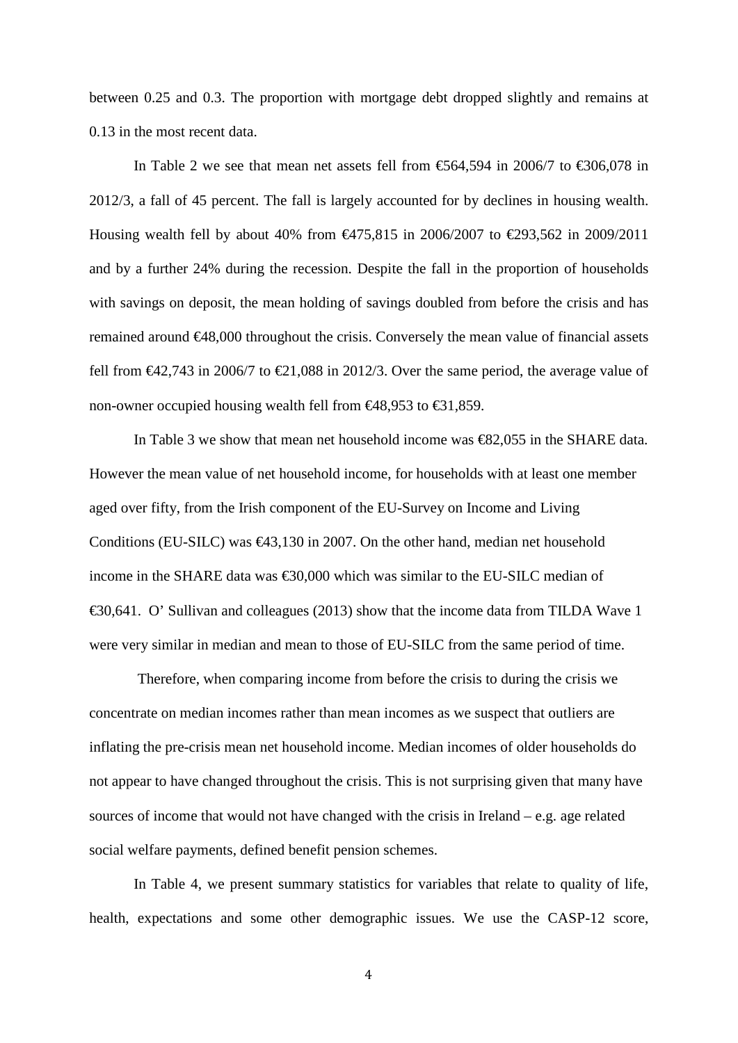between 0.25 and 0.3. The proportion with mortgage debt dropped slightly and remains at 0.13 in the most recent data.

In Table 2 we see that mean net assets fell from €564,594 in 2006/7 to €306,078 in 2012/3, a fall of 45 percent. The fall is largely accounted for by declines in housing wealth. Housing wealth fell by about 40% from €475,815 in 2006/2007 to €293,562 in 2009/2011 and by a further 24% during the recession. Despite the fall in the proportion of households with savings on deposit, the mean holding of savings doubled from before the crisis and has remained around €48,000 throughout the crisis. Conversely the mean value of financial assets fell from €42,743 in 2006/7 to €21,088 in 2012/3. Over the same period, the average value of non-owner occupied housing wealth fell from €48,953 to €31,859.

In Table 3 we show that mean net household income was €82,055 in the SHARE data. However the mean value of net household income, for households with at least one member aged over fifty, from the Irish component of the EU-Survey on Income and Living Conditions (EU-SILC) was €43,130 in 2007. On the other hand, median net household income in the SHARE data was €30,000 which was similar to the EU-SILC median of €30,641. O' Sullivan and colleagues (2013) show that the income data from TILDA Wave 1 were very similar in median and mean to those of EU-SILC from the same period of time.

Therefore, when comparing income from before the crisis to during the crisis we concentrate on median incomes rather than mean incomes as we suspect that outliers are inflating the pre-crisis mean net household income. Median incomes of older households do not appear to have changed throughout the crisis. This is not surprising given that many have sources of income that would not have changed with the crisis in Ireland – e.g. age related social welfare payments, defined benefit pension schemes.

In Table 4, we present summary statistics for variables that relate to quality of life, health, expectations and some other demographic issues. We use the CASP-12 score,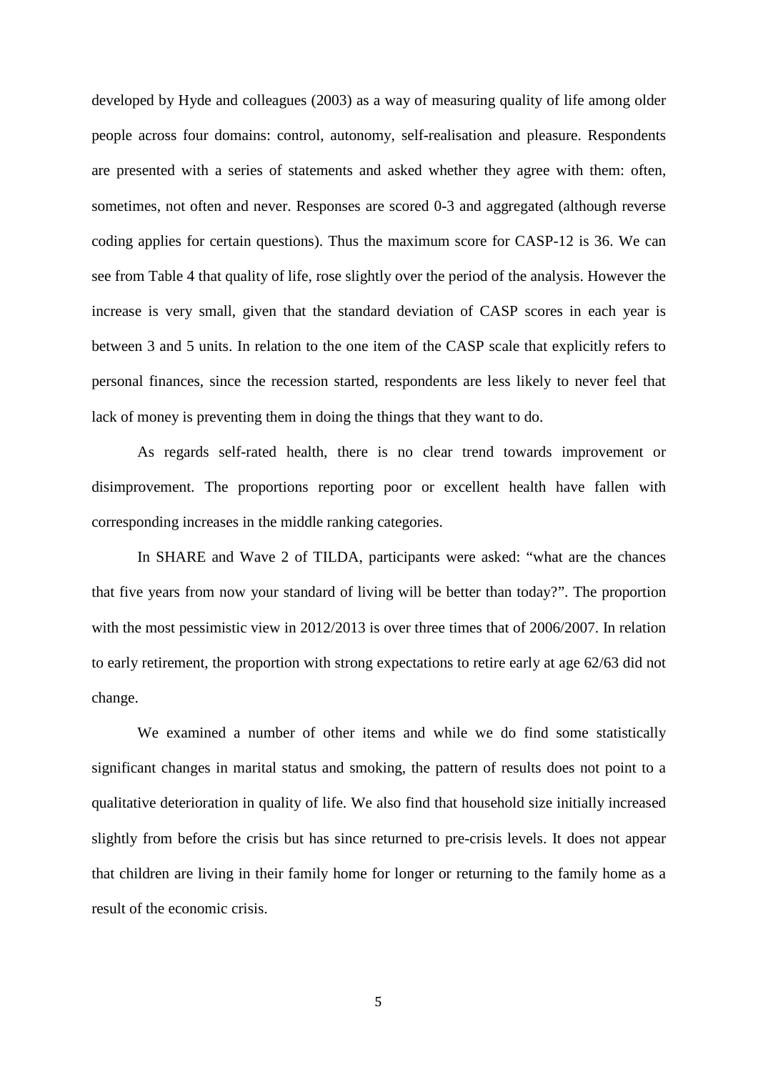developed by Hyde and colleagues (2003) as a way of measuring quality of life among older people across four domains: control, autonomy, self-realisation and pleasure. Respondents are presented with a series of statements and asked whether they agree with them: often, sometimes, not often and never. Responses are scored 0-3 and aggregated (although reverse coding applies for certain questions). Thus the maximum score for CASP-12 is 36. We can see from Table 4 that quality of life, rose slightly over the period of the analysis. However the increase is very small, given that the standard deviation of CASP scores in each year is between 3 and 5 units. In relation to the one item of the CASP scale that explicitly refers to personal finances, since the recession started, respondents are less likely to never feel that lack of money is preventing them in doing the things that they want to do.

As regards self-rated health, there is no clear trend towards improvement or disimprovement. The proportions reporting poor or excellent health have fallen with corresponding increases in the middle ranking categories.

In SHARE and Wave 2 of TILDA, participants were asked: "what are the chances that five years from now your standard of living will be better than today?". The proportion with the most pessimistic view in 2012/2013 is over three times that of 2006/2007. In relation to early retirement, the proportion with strong expectations to retire early at age 62/63 did not change.

We examined a number of other items and while we do find some statistically significant changes in marital status and smoking, the pattern of results does not point to a qualitative deterioration in quality of life. We also find that household size initially increased slightly from before the crisis but has since returned to pre-crisis levels. It does not appear that children are living in their family home for longer or returning to the family home as a result of the economic crisis.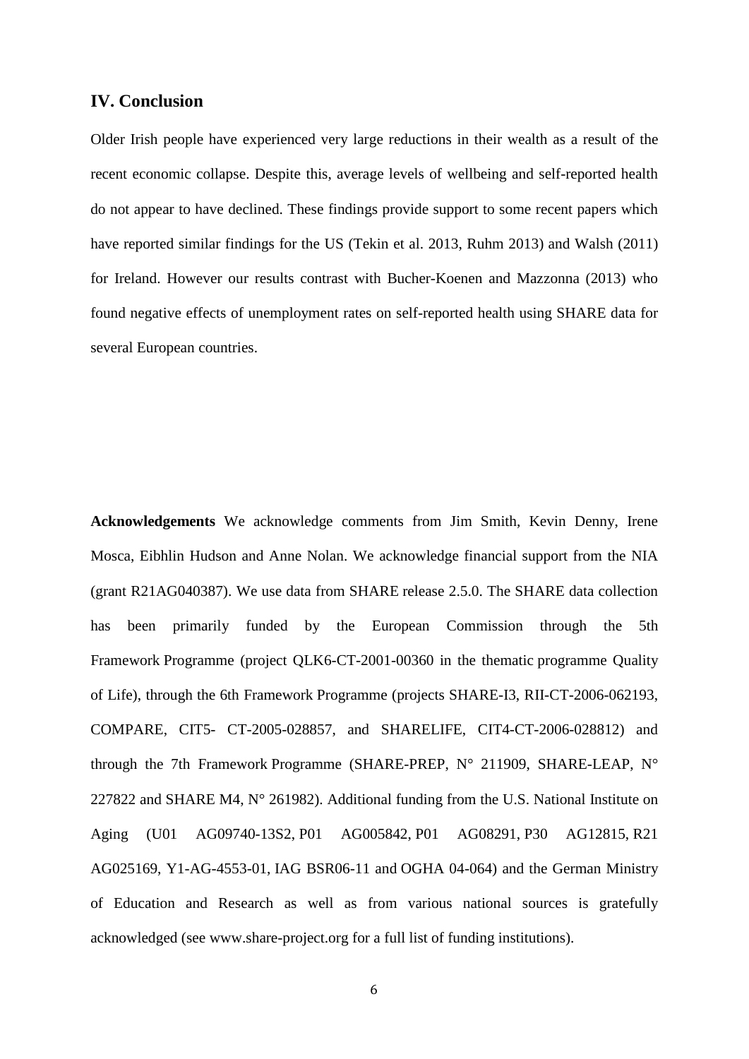## IV. Conclusion

Older Irish people have experienced very large reductions in their wealth as a result of the recent economic collapse. Despite this, average levels of wellbeing and self-reported health do not appear to have declined. These findings provide support to some recent papers which have reported similar findings for the US (Tekin et al. 2013, Ruhm 2013) and Walsh (2011) for Ireland. However our results contrast with Bucher-Koenen and Mazzonna (2013) who found negative effects of unemployment rates on self-reported health using SHARE data for several European countries.

**Acknowledgements** We acknowledge comments from Jim Smith, Kevin Denny, Irene Mosca, Eibhlin Hudson and Anne Nolan. We acknowledge financial support from the NIA (grant R21AG040387). We use data from SHARE release 2.5.0. The SHARE data collection has been primarily funded by the European Commission through the 5th Framework Programme (project QLK6-CT-2001-00360 in the thematic programme Quality of Life), through the 6th Framework Programme (projects SHARE-I3, RII-CT-2006-062193, COMPARE, CIT5- CT-2005-028857, and SHARELIFE, CIT4-CT-2006-028812) and through the 7th Framework Programme (SHARE-PREP, N° 211909, SHARE-LEAP, N° 227822 and SHARE M4, N° 261982). Additional funding from the U.S. National Institute on Aging (U01 AG09740-13S2, P01 AG005842, P01 AG08291, P30 AG12815, R21 AG025169, Y1-AG-4553-01, IAG BSR06-11 and OGHA 04-064) and the German Ministry of Education and Research as well as from various national sources is gratefully acknowledged (see www.share-project.org for a full list of funding institutions).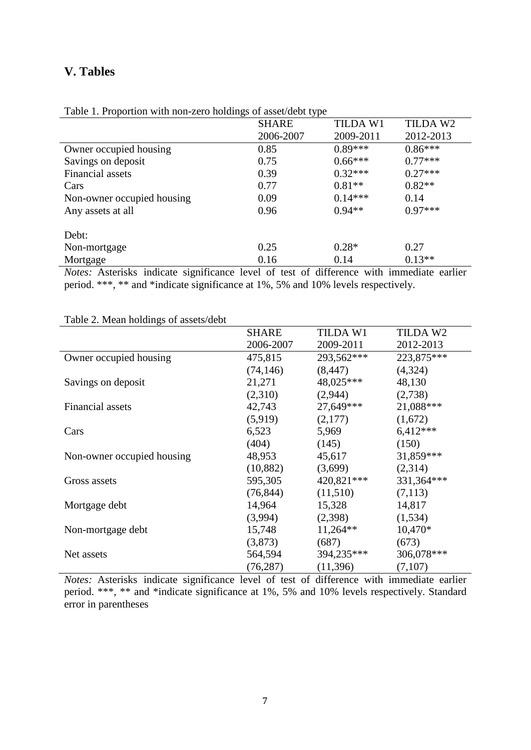## V. Tables

Table 1. Proportion with non-zero holdings of asset/debt type

| | SHARE 2006-2007 | TILDA W1 2009-2011 | TILDA W2 2012-2013 |
|---|---|---|---|
| Owner occupied housing | 0.85 | 0.89*** | 0.86*** |
| Savings on deposit | 0.75 | 0.66*** | 0.77*** |
| Financial assets | 0.39 | 0.32*** | 0.27*** |
| Cars | 0.77 | 0.81** | 0.82** |
| Non-owner occupied housing | 0.09 | 0.14*** | 0.14 |
| Any assets at all | 0.96 | 0.94** | 0.97*** |
| | | | |
| Debt: | | | |
| Non-mortgage | 0.25 | 0.28* | 0.27 |
| Mortgage | 0.16 | 0.14 | 0.13** |

*Notes:* Asterisks indicate significance level of test of difference with immediate earlier period. ***, ** and *indicate significance at 1%, 5% and 10% levels respectively.

Table 2. Mean holdings of assets/debt

| | SHARE 2006-2007 | TILDA W1 2009-2011 | TILDA W2 2012-2013 |
|---|---|---|---|
| Owner occupied housing | 475,815 | 293,562*** | 223,875*** |
| | (74,146) | (8,447) | (4,324) |
| Savings on deposit | 21,271 | 48,025*** | 48,130 |
| | (2,310) | (2,944) | (2,738) |
| Financial assets | 42,743 | 27,649*** | 21,088*** |
| | (5,919) | (2,177) | (1,672) |
| Cars | 6,523 | 5,969 | 6,412*** |
| | (404) | (145) | (150) |
| Non-owner occupied housing | 48,953 | 45,617 | 31,859*** |
| | (10,882) | (3,699) | (2,314) |
| Gross assets | 595,305 | 420,821*** | 331,364*** |
| | (76,844) | (11,510) | (7,113) |
| Mortgage debt | 14,964 | 15,328 | 14,817 |
| | (3,994) | (2,398) | (1,534) |
| Non-mortgage debt | 15,748 | 11,264** | 10,470* |
| | (3,873) | (687) | (673) |
| Net assets | 564,594 | 394,235*** | 306,078*** |
| | (76,287) | (11,396) | (7,107) |

*Notes:* Asterisks indicate significance level of test of difference with immediate earlier period. ***, ** and *indicate significance at 1%, 5% and 10% levels respectively. Standard error in parentheses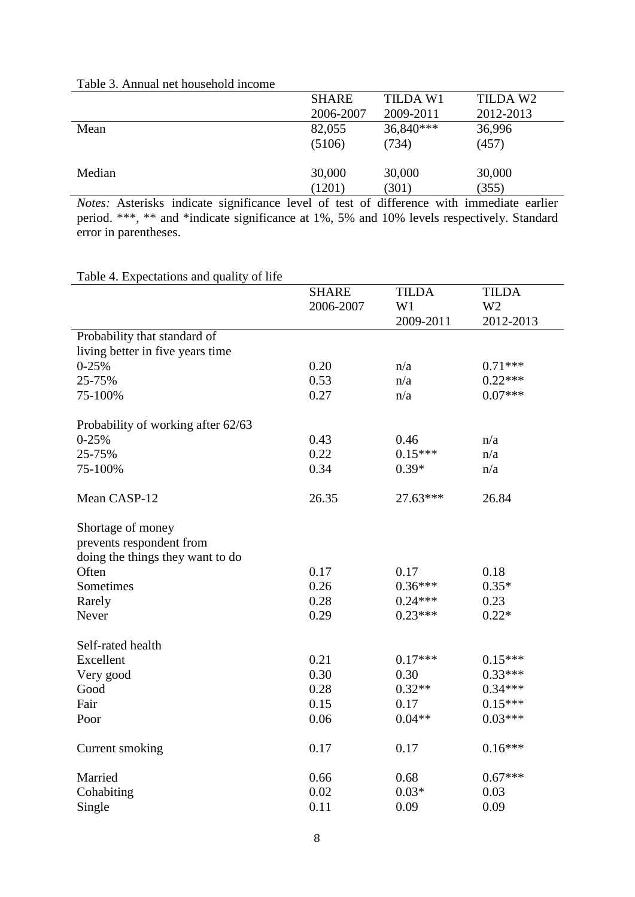Table 3. Annual net household income

| | SHARE 2006-2007 | TILDA W1 2009-2011 | TILDA W2 2012-2013 |
|---|---|---|---|
| Mean | 82,055 | 36,840*** | 36,996 |
| | (5106) | (734) | (457) |
| Median | 30,000 | 30,000 | 30,000 |
| | (1201) | (301) | (355) |

*Notes:* Asterisks indicate significance level of test of difference with immediate earlier period. ***, ** and *indicate significance at 1%, 5% and 10% levels respectively. Standard error in parentheses.

Table 4. Expectations and quality of life

| | SHARE 2006-2007 | TILDA W1 2009-2011 | TILDA W2 2012-2013 |
|---|---|---|---|
| Probability that standard of living better in five years time | | | |
| 0-25% | 0.20 | n/a | 0.71*** |
| 25-75% | 0.53 | n/a | 0.22*** |
| 75-100% | 0.27 | n/a | 0.07*** |
| Probability of working after 62/63 | | | |
| 0-25% | 0.43 | 0.46 | n/a |
| 25-75% | 0.22 | 0.15*** | n/a |
| 75-100% | 0.34 | 0.39* | n/a |
| Mean CASP-12 | 26.35 | 27.63*** | 26.84 |
| Shortage of money prevents respondent from doing the things they want to do | | | |
| Often | 0.17 | 0.17 | 0.18 |
| Sometimes | 0.26 | 0.36*** | 0.35* |
| Rarely | 0.28 | 0.24*** | 0.23 |
| Never | 0.29 | 0.23*** | 0.22* |
| Self-rated health | | | |
| Excellent | 0.21 | 0.17*** | 0.15*** |
| Very good | 0.30 | 0.30 | 0.33*** |
| Good | 0.28 | 0.32** | 0.34*** |
| Fair | 0.15 | 0.17 | 0.15*** |
| Poor | 0.06 | 0.04** | 0.03*** |
| Current smoking | 0.17 | 0.17 | 0.16*** |
| Married | 0.66 | 0.68 | 0.67*** |
| Cohabiting | 0.02 | 0.03* | 0.03 |
| Single | 0.11 | 0.09 | 0.09 |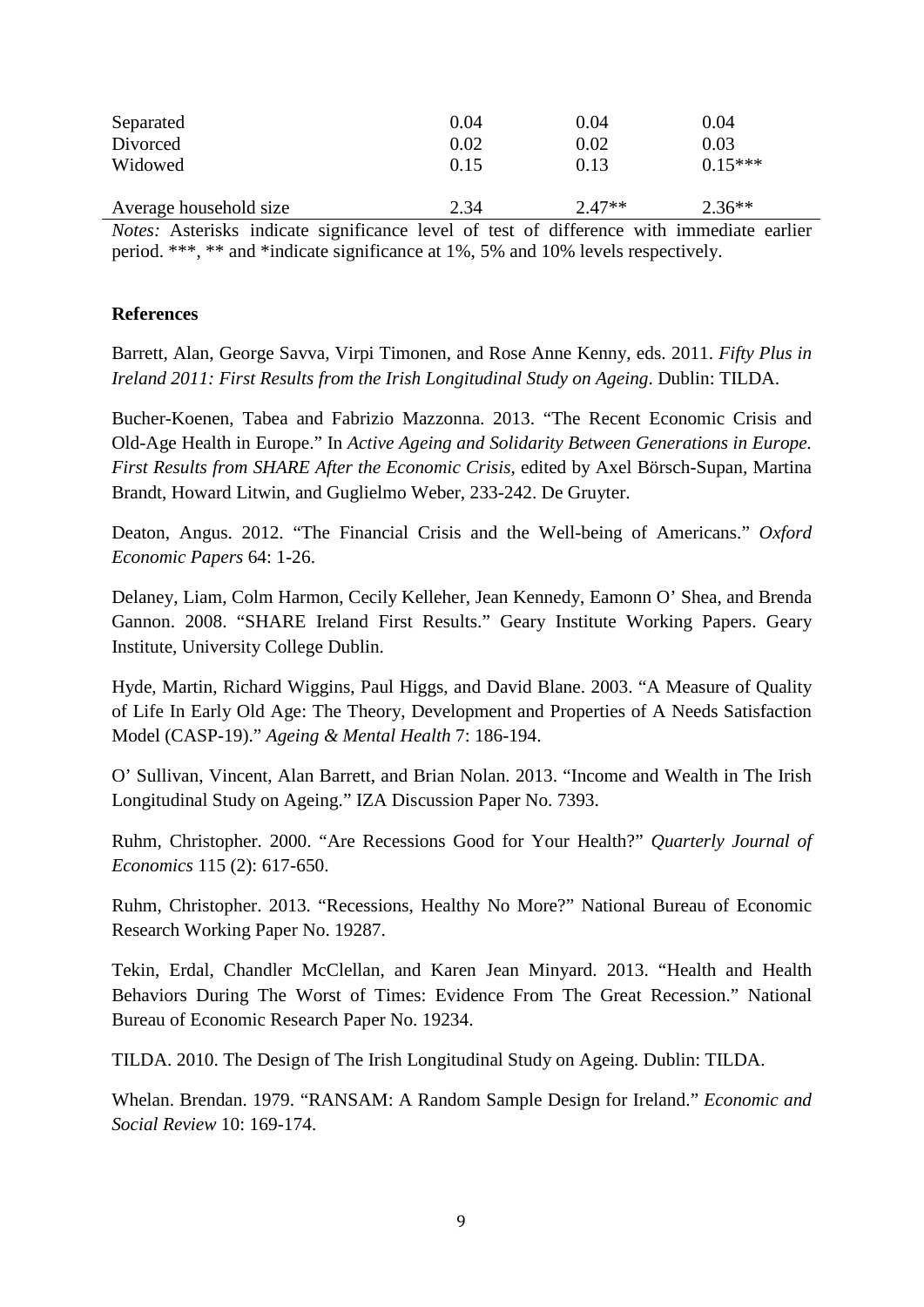| | | | |
|---|---|---|---|
| Separated | 0.04 | 0.04 | 0.04 |
| Divorced | 0.02 | 0.02 | 0.03 |
| Widowed | 0.15 | 0.13 | 0.15*** |
| Average household size | 2.34 | 2.47** | 2.36** |

*Notes:* Asterisks indicate significance level of test of difference with immediate earlier period. ***, ** and *indicate significance at 1%, 5% and 10% levels respectively.

**References**

Barrett, Alan, George Savva, Virpi Timonen, and Rose Anne Kenny, eds. 2011. *Fifty Plus in Ireland 2011: First Results from the Irish Longitudinal Study on Ageing*. Dublin: TILDA.

Bucher-Koenen, Tabea and Fabrizio Mazzonna. 2013. "The Recent Economic Crisis and Old-Age Health in Europe." In *Active Ageing and Solidarity Between Generations in Europe. First Results from SHARE After the Economic Crisis*, edited by Axel Börsch-Supan, Martina Brandt, Howard Litwin, and Guglielmo Weber, 233-242. De Gruyter.

Deaton, Angus. 2012. "The Financial Crisis and the Well-being of Americans." *Oxford Economic Papers* 64: 1-26.

Delaney, Liam, Colm Harmon, Cecily Kelleher, Jean Kennedy, Eamonn O' Shea, and Brenda Gannon. 2008. "SHARE Ireland First Results." Geary Institute Working Papers. Geary Institute, University College Dublin.

Hyde, Martin, Richard Wiggins, Paul Higgs, and David Blane. 2003. "A Measure of Quality of Life In Early Old Age: The Theory, Development and Properties of A Needs Satisfaction Model (CASP-19)." *Ageing & Mental Health* 7: 186-194.

O' Sullivan, Vincent, Alan Barrett, and Brian Nolan. 2013. "Income and Wealth in The Irish Longitudinal Study on Ageing." IZA Discussion Paper No. 7393.

Ruhm, Christopher. 2000. "Are Recessions Good for Your Health?" *Quarterly Journal of Economics* 115 (2): 617-650.

Ruhm, Christopher. 2013. "Recessions, Healthy No More?" National Bureau of Economic Research Working Paper No. 19287.

Tekin, Erdal, Chandler McClellan, and Karen Jean Minyard. 2013. "Health and Health Behaviors During The Worst of Times: Evidence From The Great Recession." National Bureau of Economic Research Paper No. 19234.

TILDA. 2010. The Design of The Irish Longitudinal Study on Ageing. Dublin: TILDA.

Whelan. Brendan. 1979. "RANSAM: A Random Sample Design for Ireland." *Economic and Social Review* 10: 169-174.